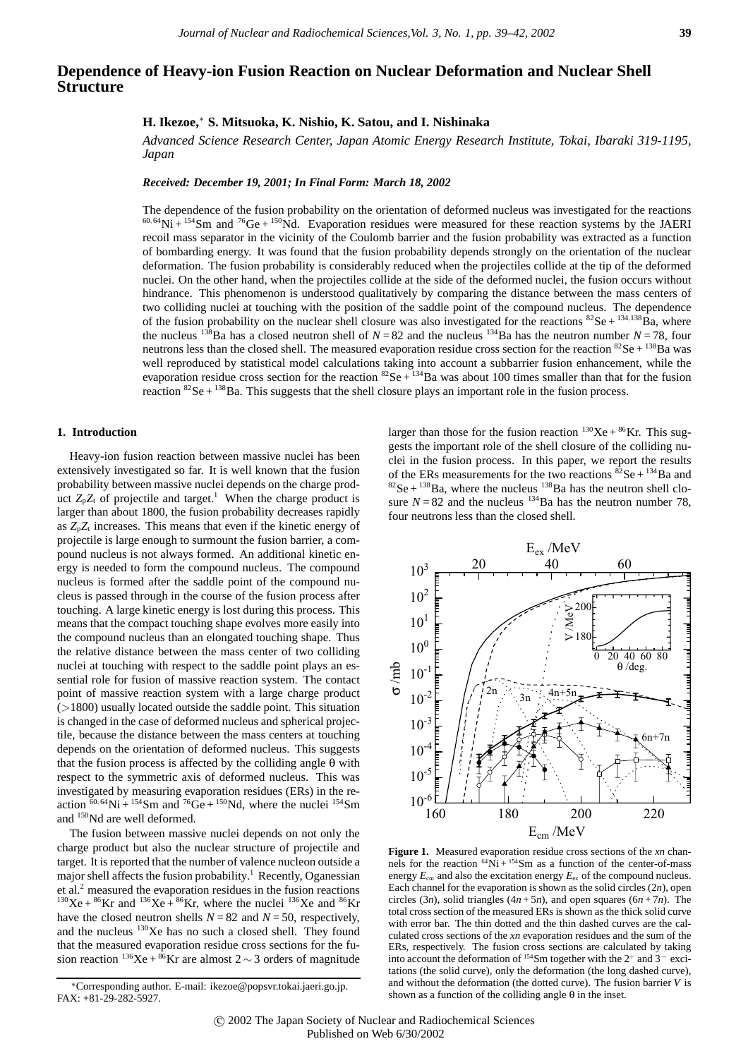# Dependence of Heavy-ion Fusion Reaction on Nuclear Deformation and Nuclear Shell Structure

**H. Ikezoe,* S. Mitsuoka, K. Nishio, K. Satou, and I. Nishinaka**

*Advanced Science Research Center, Japan Atomic Energy Research Institute, Tokai, Ibaraki 319-1195, Japan*

***Received: December 19, 2001; In Final Form: March 18, 2002***

The dependence of the fusion probability on the orientation of deformed nucleus was investigated for the reactions $^{60,64}$Ni + $^{154}$Sm and $^{76}$Ge + $^{150}$Nd. Evaporation residues were measured for these reaction systems by the JAERI recoil mass separator in the vicinity of the Coulomb barrier and the fusion probability was extracted as a function of bombarding energy. It was found that the fusion probability depends strongly on the orientation of the nuclear deformation. The fusion probability is considerably reduced when the projectiles collide at the tip of the deformed nuclei. On the other hand, when the projectiles collide at the side of the deformed nuclei, the fusion occurs without hindrance. This phenomenon is understood qualitatively by comparing the distance between the mass centers of two colliding nuclei at touching with the position of the saddle point of the compound nucleus. The dependence of the fusion probability on the nuclear shell closure was also investigated for the reactions $^{82}$Se + $^{134,138}$Ba, where the nucleus $^{138}$Ba has a closed neutron shell of $N = 82$ and the nucleus $^{134}$Ba has the neutron number $N = 78$, four neutrons less than the closed shell. The measured evaporation residue cross section for the reaction $^{82}$Se + $^{138}$Ba was well reproduced by statistical model calculations taking into account a subbarrier fusion enhancement, while the evaporation residue cross section for the reaction $^{82}$Se + $^{134}$Ba was about 100 times smaller than that for the fusion reaction $^{82}$Se + $^{138}$Ba. This suggests that the shell closure plays an important role in the fusion process.

## 1. Introduction

Heavy-ion fusion reaction between massive nuclei has been extensively investigated so far. It is well known that the fusion probability between massive nuclei depends on the charge product $Z_pZ_t$ of projectile and target.[1] When the charge product is larger than about 1800, the fusion probability decreases rapidly as $Z_pZ_t$ increases. This means that even if the kinetic energy of projectile is large enough to surmount the fusion barrier, a compound nucleus is not always formed. An additional kinetic energy is needed to form the compound nucleus. The compound nucleus is formed after the saddle point of the compound nucleus is passed through in the course of the fusion process after touching. A large kinetic energy is lost during this process. This means that the compact touching shape evolves more easily into the compound nucleus than an elongated touching shape. Thus the relative distance between the mass center of two colliding nuclei at touching with respect to the saddle point plays an essential role for fusion of massive reaction system. The contact point of massive reaction system with a large charge product (>1800) usually located outside the saddle point. This situation is changed in the case of deformed nucleus and spherical projectile, because the distance between the mass centers at touching depends on the orientation of deformed nucleus. This suggests that the fusion process is affected by the colliding angle θ with respect to the symmetric axis of deformed nucleus. This was investigated by measuring evaporation residues (ERs) in the reaction $^{60,64}$Ni + $^{154}$Sm and $^{76}$Ge + $^{150}$Nd, where the nuclei $^{154}$Sm and $^{150}$Nd are well deformed.

The fusion between massive nuclei depends on not only the charge product but also the nuclear structure of projectile and target. It is reported that the number of valence nucleon outside a major shell affects the fusion probability.[1] Recently, Oganessian et al.[2] measured the evaporation residues in the fusion reactions $^{130}$Xe + $^{86}$Kr and $^{136}$Xe + $^{86}$Kr, where the nuclei $^{136}$Xe and $^{86}$Kr have the closed neutron shells $N = 82$ and $N = 50$, respectively, and the nucleus $^{130}$Xe has no such a closed shell. They found that the measured evaporation residue cross sections for the fusion reaction $^{136}$Xe + $^{86}$Kr are almost 2 ~ 3 orders of magnitude larger than those for the fusion reaction $^{130}$Xe + $^{86}$Kr. This suggests the important role of the shell closure of the colliding nuclei in the fusion process. In this paper, we report the results of the ERs measurements for the two reactions $^{82}$Se + $^{134}$Ba and $^{82}$Se + $^{138}$Ba, where the nucleus $^{138}$Ba has the neutron shell closure $N = 82$ and the nucleus $^{134}$Ba has the neutron number 78, four neutrons less than the closed shell.

**Figure 1.** Measured evaporation residue cross sections of the *xn* channels for the reaction $^{64}$Ni + $^{154}$Sm as a function of the center-of-mass energy $E_{cm}$ and also the excitation energy $E_{ex}$ of the compound nucleus. Each channel for the evaporation is shown as the solid circles (2*n*), open circles (3*n*), solid triangles (4*n* + 5*n*), and open squares (6*n* + 7*n*). The total cross section of the measured ERs is shown as the thick solid curve with error bar. The thin dotted and the thin dashed curves are the calculated cross sections of the *xn* evaporation residues and the sum of the ERs, respectively. The fusion cross sections are calculated by taking into account the deformation of $^{154}$Sm together with the 2$^+$ and 3$^-$ excitations (the solid curve), only the deformation (the long dashed curve), and without the deformation (the dotted curve). The fusion barrier *V* is shown as a function of the colliding angle θ in the inset.

*Corresponding author. E-mail: ikezoe@popsvr.tokai.jaeri.go.jp. FAX: +81-29-282-5927.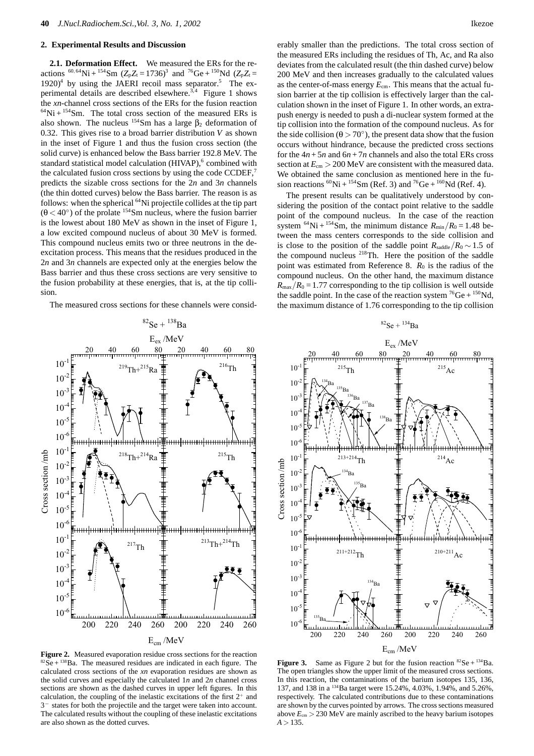## 2. Experimental Results and Discussion

**2.1. Deformation Effect.** We measured the ERs for the reactions $^{60,64}$Ni + $^{154}$Sm ($Z_pZ_t = 1736$)[3] and $^{76}$Ge + $^{150}$Nd ($Z_pZ_t = 1920$)[4] by using the JAERI recoil mass separator.[5] The experimental details are described elsewhere.[3,4] Figure 1 shows the *xn*-channel cross sections of the ERs for the fusion reaction $^{64}$Ni + $^{154}$Sm. The total cross section of the measured ERs is also shown. The nucleus $^{154}$Sm has a large $\beta_2$ deformation of 0.32. This gives rise to a broad barrier distribution $V$ as shown in the inset of Figure 1 and thus the fusion cross section (the solid curve) is enhanced below the Bass barrier 192.8 MeV. The standard statistical model calculation (HIVAP),[6] combined with the calculated fusion cross sections by using the code CCDEF,[7] predicts the sizable cross sections for the 2*n* and 3*n* channels (the thin dotted curves) below the Bass barrier. The reason is as follows: when the spherical $^{64}$Ni projectile collides at the tip part ($\theta < 40°$) of the prolate $^{154}$Sm nucleus, where the fusion barrier is the lowest about 180 MeV as shown in the inset of Figure 1, a low excited compound nucleus of about 30 MeV is formed. This compound nucleus emits two or three neutrons in the deexcitation process. This means that the residues produced in the 2*n* and 3*n* channels are expected only at the energies below the Bass barrier and thus these cross sections are very sensitive to the fusion probability at these energies, that is, at the tip collision.

The measured cross sections for these channels were considerably smaller than the predictions. The total cross section of the measured ERs including the residues of Th, Ac, and Ra also deviates from the calculated result (the thin dashed curve) below 200 MeV and then increases gradually to the calculated values as the center-of-mass energy $E_{cm}$. This means that the actual fusion barrier at the tip collision is effectively larger than the calculation shown in the inset of Figure 1. In other words, an extra-push energy is needed to push a di-nuclear system formed at the tip collision into the formation of the compound nucleus. As for the side collision ($\theta > 70°$), the present data show that the fusion occurs without hindrance, because the predicted cross sections for the 4*n* + 5*n* and 6*n* + 7*n* channels and also the total ERs cross section at $E_{cm} > 200$ MeV are consistent with the measured data. We obtained the same conclusion as mentioned here in the fusion reactions $^{60}$Ni + $^{154}$Sm (Ref. 3) and $^{76}$Ge + $^{160}$Nd (Ref. 4).

The present results can be qualitatively understood by considering the position of the contact point relative to the saddle point of the compound nucleus. In the case of the reaction system $^{64}$Ni + $^{154}$Sm, the minimum distance $R_{min}/R_0 = 1.48$ between the mass centers corresponds to the side collision and is close to the position of the saddle point $R_{saddle}/R_0 \sim 1.5$ of the compound nucleus $^{218}$Th. Here the position of the saddle point was estimated from Reference 8. $R_0$ is the radius of the compound nucleus. On the other hand, the maximum distance $R_{max}/R_0 = 1.77$ corresponding to the tip collision is well outside the saddle point. In the case of the reaction system $^{76}$Ge + $^{150}$Nd, the maximum distance of 1.76 corresponding to the tip collision

**Figure 2.** Measured evaporation residue cross sections for the reaction $^{82}$Se + $^{138}$Ba. The measured residues are indicated in each figure. The calculated cross sections of the *xn* evaporation residues are shown as the solid curves and especially the calculated 1*n* and 2*n* channel cross sections are shown as the dashed curves in upper left figures. In this calculation, the coupling of the inelastic excitations of the first $2^+$ and $3^-$ states for both the projectile and the target were taken into account. The calculated results without the coupling of these inelastic excitations are also shown as the dotted curves.

**Figure 3.** Same as Figure 2 but for the fusion reaction $^{82}$Se + $^{134}$Ba. The open triangles show the upper limit of the measured cross sections. In this reaction, the contaminations of the barium isotopes 135, 136, 137, and 138 in a $^{134}$Ba target were 15.24%, 4.03%, 1.94%, and 5.26%, respectively. The calculated contributions due to these contaminations are shown by the curves pointed by arrows. The cross sections measured above $E_{cm} > 230$ MeV are mainly ascribed to the heavy barium isotopes $A > 135$.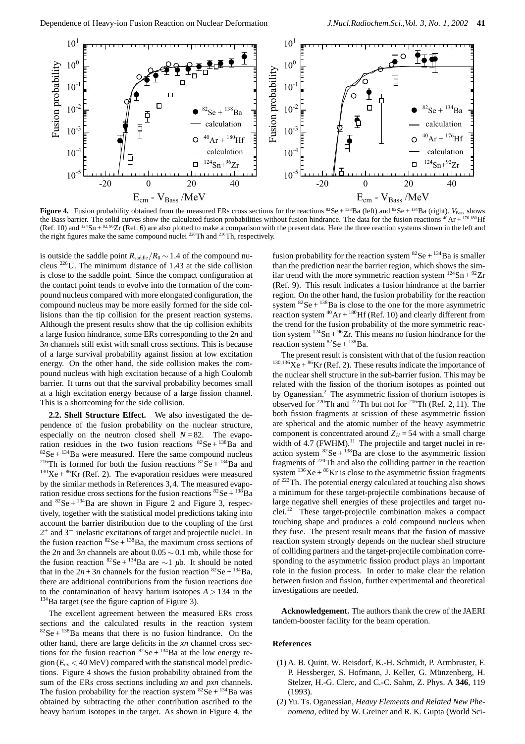**Figure 4.** Fusion probability obtained from the measured ERs cross sections for the reactions $^{82}$Se + $^{138}$Ba (left) and $^{82}$Se + $^{134}$Ba (right). $V_{\rm Bass}$ shows the Bass barrier. The solid curves show the calculated fusion probabilities without fusion hindrance. The data for the fusion reactions $^{40}$Ar + $^{176,180}$Hf (Ref. 10) and $^{124}$Sn + $^{92,96}$Zr (Ref. 6) are also plotted to make a comparison with the present data. Here the three reaction systems shown in the left and the right figures make the same compound nuclei $^{220}$Th and $^{216}$Th, respectively.

is outside the saddle point $R_{\rm saddle}/R_0 \sim 1.4$ of the compound nucleus $^{226}$U. The minimum distance of 1.43 at the side collision is close to the saddle point. Since the compact configuration at the contact point tends to evolve into the formation of the compound nucleus compared with more elongated configuration, the compound nucleus may be more easily formed for the side collisions than the tip collision for the present reaction systems. Although the present results show that the tip collision exhibits a large fusion hindrance, some ERs corresponding to the 2*n* and 3*n* channels still exist with small cross sections. This is because of a large survival probability against fission at low excitation energy. On the other hand, the side collision makes the compound nucleus with high excitation because of a high Coulomb barrier. It turns out that the survival probability becomes small at a high excitation energy because of a large fission channel. This is a shortcoming for the side collision.

**2.2. Shell Structure Effect.** We also investigated the dependence of the fusion probability on the nuclear structure, especially on the neutron closed shell $N = 82$. The evaporation residues in the two fusion reactions $^{82}$Se + $^{138}$Ba and $^{82}$Se + $^{134}$Ba were measured. Here the same compound nucleus $^{216}$Th is formed for both the fusion reactions $^{82}$Se + $^{134}$Ba and $^{130}$Xe + $^{86}$Kr (Ref. 2). The evaporation residues were measured by the similar methods in References 3, 4. The measured evaporation residue cross sections for the fusion reactions $^{82}$Se + $^{138}$Ba and $^{82}$Se + $^{134}$Ba are shown in Figure 2 and Figure 3, respectively, together with the statistical model predictions taking into account the barrier distribution due to the coupling of the first $2^+$ and $3^-$ inelastic excitations of target and projectile nuclei. In the fusion reaction $^{82}$Se + $^{138}$Ba, the maximum cross sections of the 2*n* and 3*n* channels are about $0.05 \sim 0.1$ mb, while those for the fusion reaction $^{82}$Se + $^{134}$Ba are $\sim 1$ $\mu$b. It should be noted that in the $2n + 3n$ channels for the fusion reaction $^{82}$Se + $^{134}$Ba, there are additional contributions from the fusion reactions due to the contamination of heavy barium isotopes $A > 134$ in the $^{134}$Ba target (see the figure caption of Figure 3).

The excellent agreement between the measured ERs cross sections and the calculated results in the reaction system $^{82}$Se + $^{138}$Ba means that there is no fusion hindrance. On the other hand, there are large deficits in the *xn* channel cross sections for the fusion reaction $^{82}$Se + $^{134}$Ba at the low energy region ($E_{\rm ex} < 40$ MeV) compared with the statistical model predictions. Figure 4 shows the fusion probability obtained from the sum of the ERs cross sections including *xn* and *pxn* channels. The fusion probability for the reaction system $^{82}$Se + $^{134}$Ba was obtained by subtracting the other contribution ascribed to the heavy barium isotopes in the target. As shown in Figure 4, the fusion probability for the reaction system $^{82}$Se + $^{134}$Ba is smaller than the prediction near the barrier region, which shows the similar trend with the more symmetric reaction system $^{124}$Sn + $^{92}$Zr (Ref. 9). This result indicates a fusion hindrance at the barrier region. On the other hand, the fusion probability for the reaction system $^{82}$Se + $^{138}$Ba is close to the one for the more asymmetric reaction system $^{40}$Ar + $^{180}$Hf (Ref. 10) and clearly different from the trend for the fusion probability of the more symmetric reaction system $^{124}$Sn + $^{96}$Zr. This means no fusion hindrance for the reaction system $^{82}$Se + $^{138}$Ba.

The present result is consistent with that of the fusion reaction $^{130,136}$Xe + $^{86}$Kr (Ref. 2). These results indicate the importance of the nuclear shell structure in the sub-barrier fusion. This may be related with the fission of the thorium isotopes as pointed out by Oganessian.[2] The asymmetric fission of thorium isotopes is observed for $^{220}$Th and $^{222}$Th but not for $^{216}$Th (Ref. 2, 11). The both fission fragments at scission of these asymmetric fission are spherical and the atomic number of the heavy asymmetric component is concentrated around $Z_H = 54$ with a small charge width of 4.7 (FWHM).[11] The projectile and target nuclei in reaction system $^{82}$Se + $^{138}$Ba are close to the asymmetric fission fragments of $^{220}$Th and also the colliding partner in the reaction system $^{136}$Xe + $^{86}$Kr is close to the asymmetric fission fragments of $^{222}$Th. The potential energy calculated at touching also shows a minimum for these target-projectile combinations because of large negative shell energies of these projectiles and target nuclei.[12] These target-projectile combination makes a compact touching shape and produces a cold compound nucleus when they fuse. The present result means that the fusion of massive reaction system strongly depends on the nuclear shell structure of colliding partners and the target-projectile combination corresponding to the asymmetric fission product plays an important role in the fusion process. In order to make clear the relation between fusion and fission, further experimental and theoretical investigations are needed.

**Acknowledgement.** The authors thank the crew of the JAERI tandem-booster facility for the beam operation.

## References

(1) A. B. Quint, W. Reisdorf, K.-H. Schmidt, P. Armbruster, F. P. Hessberger, S. Hofmann, J. Keller, G. Münzenberg, H. Stelzer, H.-G. Clerc, and C.-C. Sahm, Z. Phys. A **346**, 119 (1993).

(2) Yu. Ts. Oganessian, *Heavy Elements and Related New Phenomena*, edited by W. Greiner and R. K. Gupta (World Sci-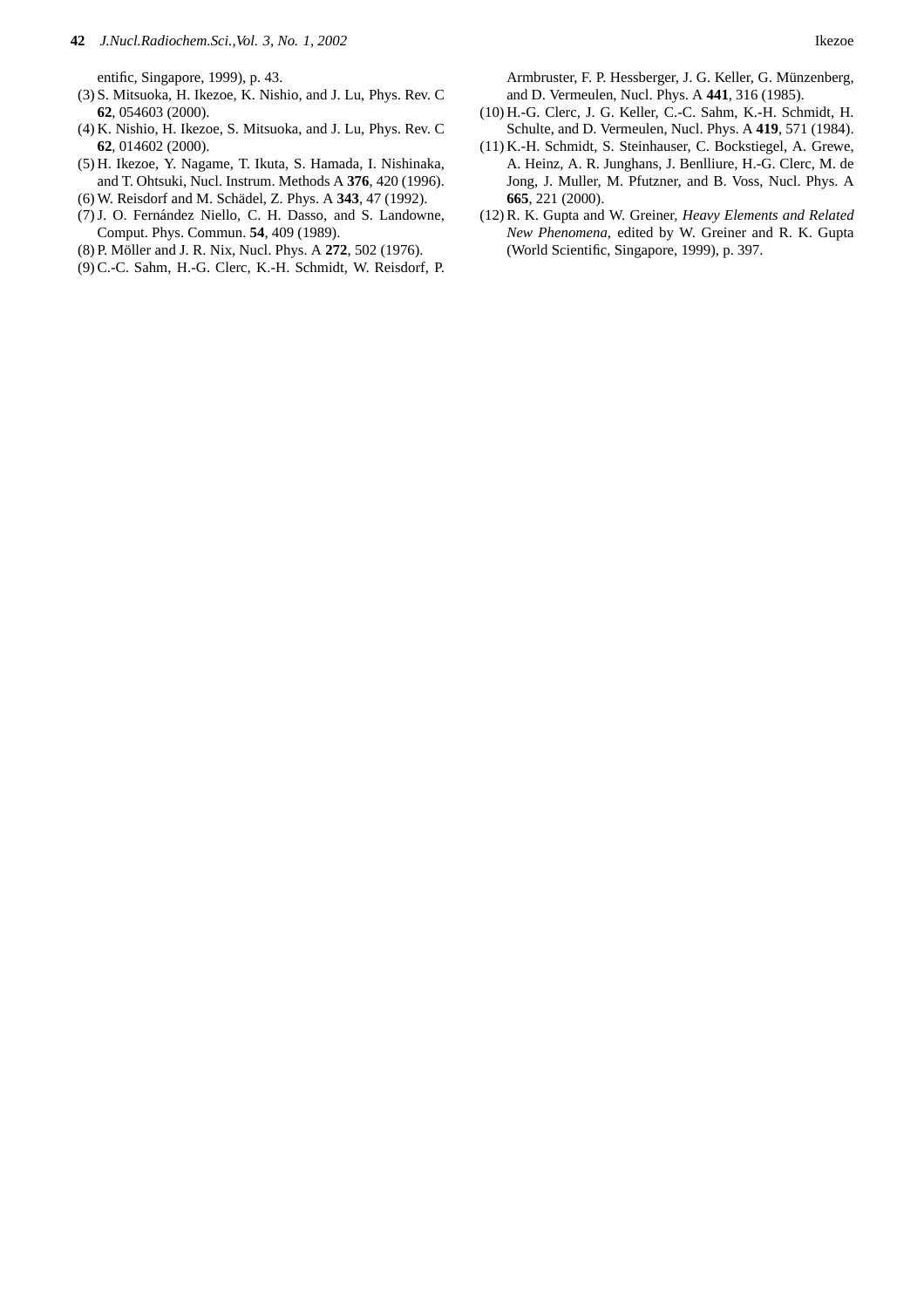entific, Singapore, 1999), p. 43.

(3) S. Mitsuoka, H. Ikezoe, K. Nishio, and J. Lu, Phys. Rev. C **62**, 054603 (2000).

(4) K. Nishio, H. Ikezoe, S. Mitsuoka, and J. Lu, Phys. Rev. C **62**, 014602 (2000).

(5) H. Ikezoe, Y. Nagame, T. Ikuta, S. Hamada, I. Nishinaka, and T. Ohtsuki, Nucl. Instrum. Methods A **376**, 420 (1996).

(6) W. Reisdorf and M. Schädel, Z. Phys. A **343**, 47 (1992).

(7) J. O. Fernández Niello, C. H. Dasso, and S. Landowne, Comput. Phys. Commun. **54**, 409 (1989).

(8) P. Möller and J. R. Nix, Nucl. Phys. A **272**, 502 (1976).

(9) C.-C. Sahm, H.-G. Clerc, K.-H. Schmidt, W. Reisdorf, P. Armbruster, F. P. Hessberger, J. G. Keller, G. Münzenberg, and D. Vermeulen, Nucl. Phys. A **441**, 316 (1985).

(10) H.-G. Clerc, J. G. Keller, C.-C. Sahm, K.-H. Schmidt, H. Schulte, and D. Vermeulen, Nucl. Phys. A **419**, 571 (1984).

(11) K.-H. Schmidt, S. Steinhauser, C. Bockstiegel, A. Grewe, A. Heinz, A. R. Junghans, J. Benlliure, H.-G. Clerc, M. de Jong, J. Muller, M. Pfutzner, and B. Voss, Nucl. Phys. A **665**, 221 (2000).

(12) R. K. Gupta and W. Greiner, *Heavy Elements and Related New Phenomena*, edited by W. Greiner and R. K. Gupta (World Scientific, Singapore, 1999), p. 397.